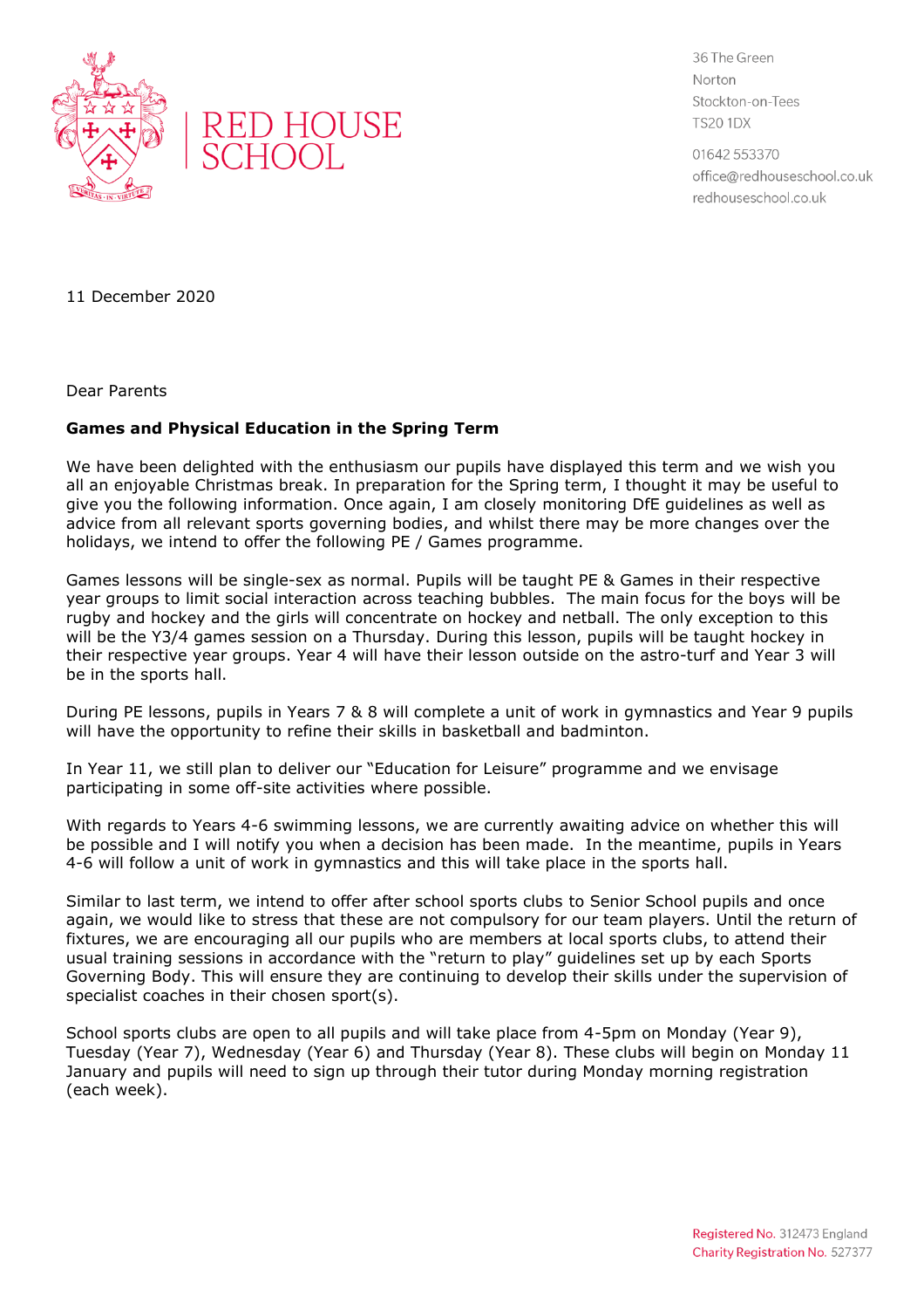# RED HOUSE SCHOOL

36 The Green
Norton
Stockton-on-Tees
TS20 1DX

01642 553370
office@redhouseschool.co.uk
redhouseschool.co.uk

11 December 2020

Dear Parents

**Games and Physical Education in the Spring Term**

We have been delighted with the enthusiasm our pupils have displayed this term and we wish you all an enjoyable Christmas break. In preparation for the Spring term, I thought it may be useful to give you the following information. Once again, I am closely monitoring DfE guidelines as well as advice from all relevant sports governing bodies, and whilst there may be more changes over the holidays, we intend to offer the following PE / Games programme.

Games lessons will be single-sex as normal. Pupils will be taught PE & Games in their respective year groups to limit social interaction across teaching bubbles. The main focus for the boys will be rugby and hockey and the girls will concentrate on hockey and netball. The only exception to this will be the Y3/4 games session on a Thursday. During this lesson, pupils will be taught hockey in their respective year groups. Year 4 will have their lesson outside on the astro-turf and Year 3 will be in the sports hall.

During PE lessons, pupils in Years 7 & 8 will complete a unit of work in gymnastics and Year 9 pupils will have the opportunity to refine their skills in basketball and badminton.

In Year 11, we still plan to deliver our "Education for Leisure" programme and we envisage participating in some off-site activities where possible.

With regards to Years 4-6 swimming lessons, we are currently awaiting advice on whether this will be possible and I will notify you when a decision has been made. In the meantime, pupils in Years 4-6 will follow a unit of work in gymnastics and this will take place in the sports hall.

Similar to last term, we intend to offer after school sports clubs to Senior School pupils and once again, we would like to stress that these are not compulsory for our team players. Until the return of fixtures, we are encouraging all our pupils who are members at local sports clubs, to attend their usual training sessions in accordance with the "return to play" guidelines set up by each Sports Governing Body. This will ensure they are continuing to develop their skills under the supervision of specialist coaches in their chosen sport(s).

School sports clubs are open to all pupils and will take place from 4-5pm on Monday (Year 9), Tuesday (Year 7), Wednesday (Year 6) and Thursday (Year 8). These clubs will begin on Monday 11 January and pupils will need to sign up through their tutor during Monday morning registration (each week).

Registered No. 312473 England
Charity Registration No. 527377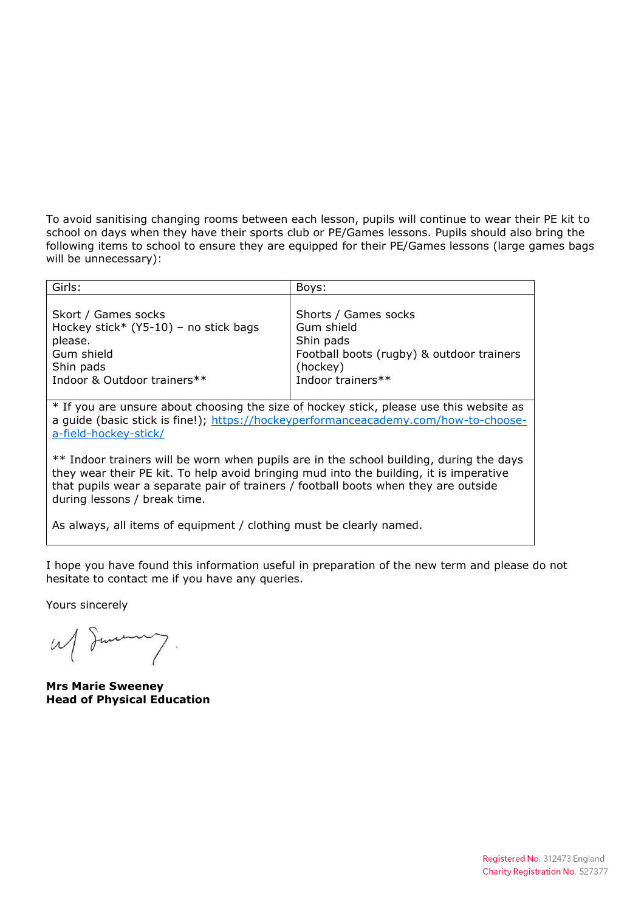To avoid sanitising changing rooms between each lesson, pupils will continue to wear their PE kit to school on days when they have their sports club or PE/Games lessons. Pupils should also bring the following items to school to ensure they are equipped for their PE/Games lessons (large games bags will be unnecessary):

| Girls: | Boys: |
|---|---|
| Skort / Games socks<br>Hockey stick* (Y5-10) – no stick bags please.<br>Gum shield<br>Shin pads<br>Indoor & Outdoor trainers** | Shorts / Games socks<br>Gum shield<br>Shin pads<br>Football boots (rugby) & outdoor trainers (hockey)<br>Indoor trainers** |

* If you are unsure about choosing the size of hockey stick, please use this website as a guide (basic stick is fine!); [https://hockeyperformanceacademy.com/how-to-choose-a-field-hockey-stick/](https://hockeyperformanceacademy.com/how-to-choose-a-field-hockey-stick/)

** Indoor trainers will be worn when pupils are in the school building, during the days they wear their PE kit. To help avoid bringing mud into the building, it is imperative that pupils wear a separate pair of trainers / football boots when they are outside during lessons / break time.

As always, all items of equipment / clothing must be clearly named.

I hope you have found this information useful in preparation of the new term and please do not hesitate to contact me if you have any queries.

Yours sincerely

**Mrs Marie Sweeney**
**Head of Physical Education**

Registered No. 312473 England
Charity Registration No. 527377